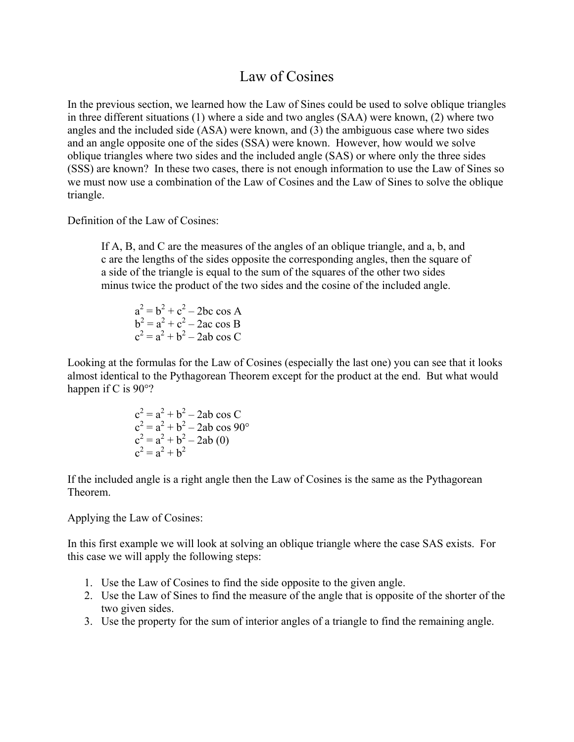# Law of Cosines

In the previous section, we learned how the Law of Sines could be used to solve oblique triangles in three different situations (1) where a side and two angles (SAA) were known, (2) where two angles and the included side (ASA) were known, and (3) the ambiguous case where two sides and an angle opposite one of the sides (SSA) were known. However, how would we solve oblique triangles where two sides and the included angle (SAS) or where only the three sides (SSS) are known? In these two cases, there is not enough information to use the Law of Sines so we must now use a combination of the Law of Cosines and the Law of Sines to solve the oblique triangle.

Definition of the Law of Cosines:

> If A, B, and C are the measures of the angles of an oblique triangle, and a, b, and c are the lengths of the sides opposite the corresponding angles, then the square of a side of the triangle is equal to the sum of the squares of the other two sides minus twice the product of the two sides and the cosine of the included angle.
>
> $$a^2 = b^2 + c^2 - 2bc \cos A$$
> $$b^2 = a^2 + c^2 - 2ac \cos B$$
> $$c^2 = a^2 + b^2 - 2ab \cos C$$

Looking at the formulas for the Law of Cosines (especially the last one) you can see that it looks almost identical to the Pythagorean Theorem except for the product at the end. But what would happen if C is 90°?

$$c^2 = a^2 + b^2 - 2ab \cos C$$
$$c^2 = a^2 + b^2 - 2ab \cos 90°$$
$$c^2 = a^2 + b^2 - 2ab\,(0)$$
$$c^2 = a^2 + b^2$$

If the included angle is a right angle then the Law of Cosines is the same as the Pythagorean Theorem.

Applying the Law of Cosines:

In this first example we will look at solving an oblique triangle where the case SAS exists. For this case we will apply the following steps:

1. Use the Law of Cosines to find the side opposite to the given angle.
2. Use the Law of Sines to find the measure of the angle that is opposite of the shorter of the two given sides.
3. Use the property for the sum of interior angles of a triangle to find the remaining angle.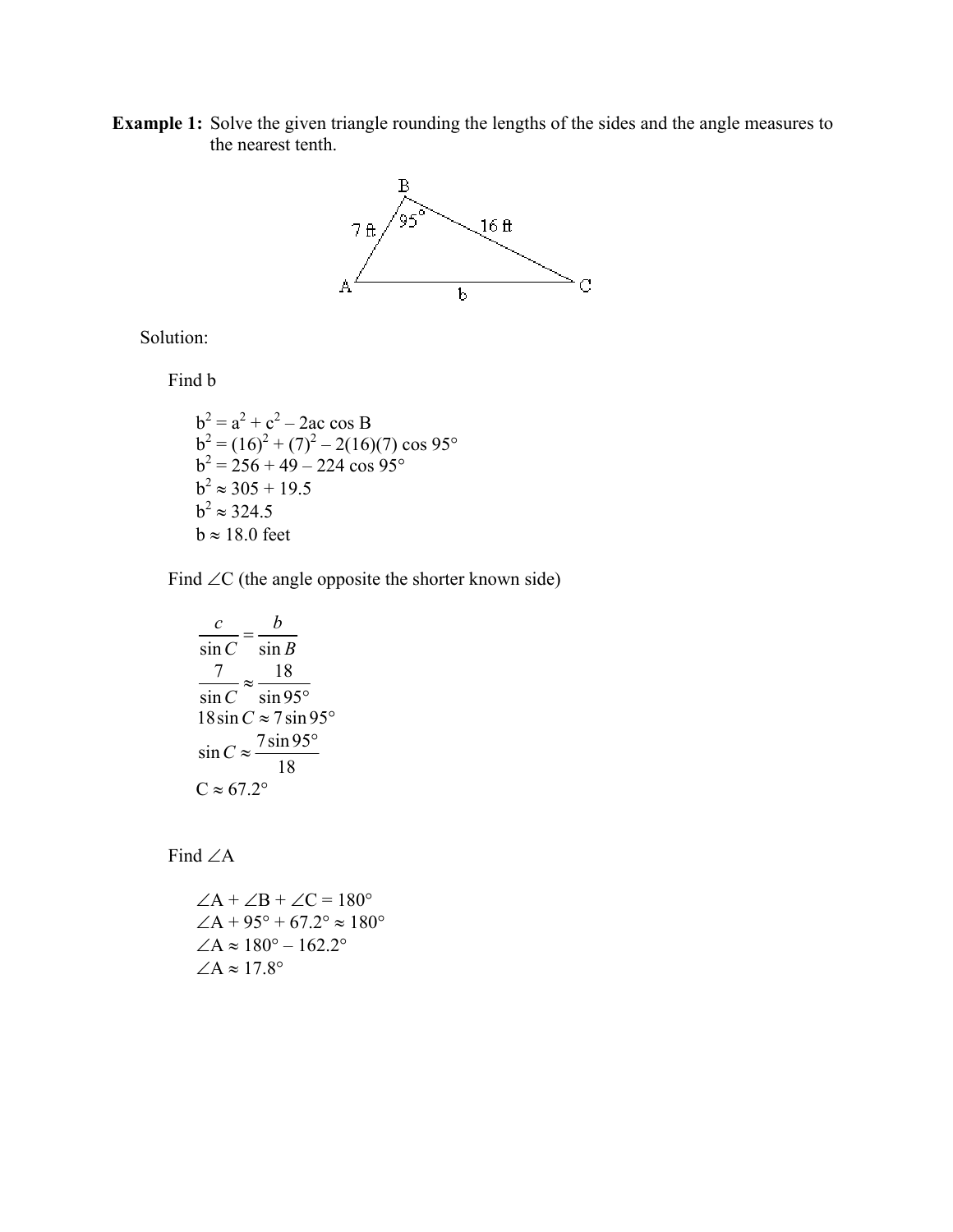**Example 1:** Solve the given triangle rounding the lengths of the sides and the angle measures to the nearest tenth.

Solution:

Find b

$$b^2 = a^2 + c^2 - 2ac \cos B$$
$$b^2 = (16)^2 + (7)^2 - 2(16)(7) \cos 95°$$
$$b^2 = 256 + 49 - 224 \cos 95°$$
$$b^2 \approx 305 + 19.5$$
$$b^2 \approx 324.5$$
$$b \approx 18.0 \text{ feet}$$

Find $\angle C$ (the angle opposite the shorter known side)

$$\frac{c}{\sin C} = \frac{b}{\sin B}$$
$$\frac{7}{\sin C} \approx \frac{18}{\sin 95°}$$
$$18 \sin C \approx 7 \sin 95°$$
$$\sin C \approx \frac{7 \sin 95°}{18}$$
$$C \approx 67.2°$$

Find $\angle A$

$$\angle A + \angle B + \angle C = 180°$$
$$\angle A + 95° + 67.2° \approx 180°$$
$$\angle A \approx 180° - 162.2°$$
$$\angle A \approx 17.8°$$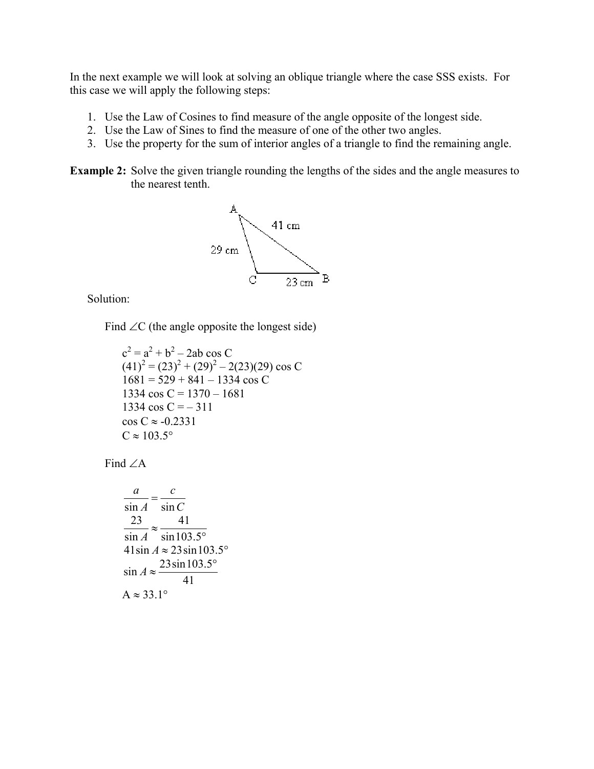In the next example we will look at solving an oblique triangle where the case SSS exists. For this case we will apply the following steps:

1. Use the Law of Cosines to find measure of the angle opposite of the longest side.
2. Use the Law of Sines to find the measure of one of the other two angles.
3. Use the property for the sum of interior angles of a triangle to find the remaining angle.

**Example 2:** Solve the given triangle rounding the lengths of the sides and the angle measures to the nearest tenth.

A, 41 cm, 29 cm, C, 23 cm, B

Solution:

Find $\angle C$ (the angle opposite the longest side)

$$c^2 = a^2 + b^2 - 2ab \cos C$$
$$(41)^2 = (23)^2 + (29)^2 - 2(23)(29) \cos C$$
$$1681 = 529 + 841 - 1334 \cos C$$
$$1334 \cos C = 1370 - 1681$$
$$1334 \cos C = -311$$
$$\cos C \approx -0.2331$$
$$C \approx 103.5°$$

Find $\angle A$

$$\frac{a}{\sin A} = \frac{c}{\sin C}$$
$$\frac{23}{\sin A} \approx \frac{41}{\sin 103.5°}$$
$$41 \sin A \approx 23 \sin 103.5°$$
$$\sin A \approx \frac{23 \sin 103.5°}{41}$$
$$A \approx 33.1°$$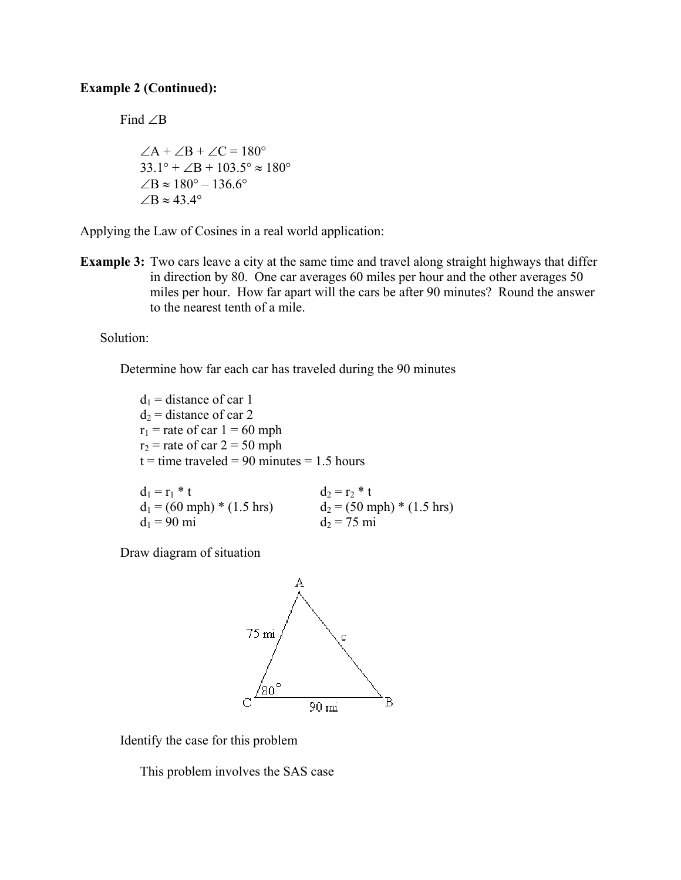**Example 2 (Continued):**

Find $\angle B$

$\angle A + \angle B + \angle C = 180°$
$33.1° + \angle B + 103.5° \approx 180°$
$\angle B \approx 180° - 136.6°$
$\angle B \approx 43.4°$

Applying the Law of Cosines in a real world application:

**Example 3:** Two cars leave a city at the same time and travel along straight highways that differ in direction by 80. One car averages 60 miles per hour and the other averages 50 miles per hour. How far apart will the cars be after 90 minutes? Round the answer to the nearest tenth of a mile.

Solution:

Determine how far each car has traveled during the 90 minutes

$d_1$ = distance of car 1
$d_2$ = distance of car 2
$r_1$ = rate of car 1 = 60 mph
$r_2$ = rate of car 2 = 50 mph
t = time traveled = 90 minutes = 1.5 hours

$d_1 = r_1 * t$
$d_1 = (60 \text{ mph}) * (1.5 \text{ hrs})$
$d_1 = 90 \text{ mi}$

$d_2 = r_2 * t$
$d_2 = (50 \text{ mph}) * (1.5 \text{ hrs})$
$d_2 = 75 \text{ mi}$

Draw diagram of situation

A
75 mi | c
C 80° | 90 mi | B

Identify the case for this problem

This problem involves the SAS case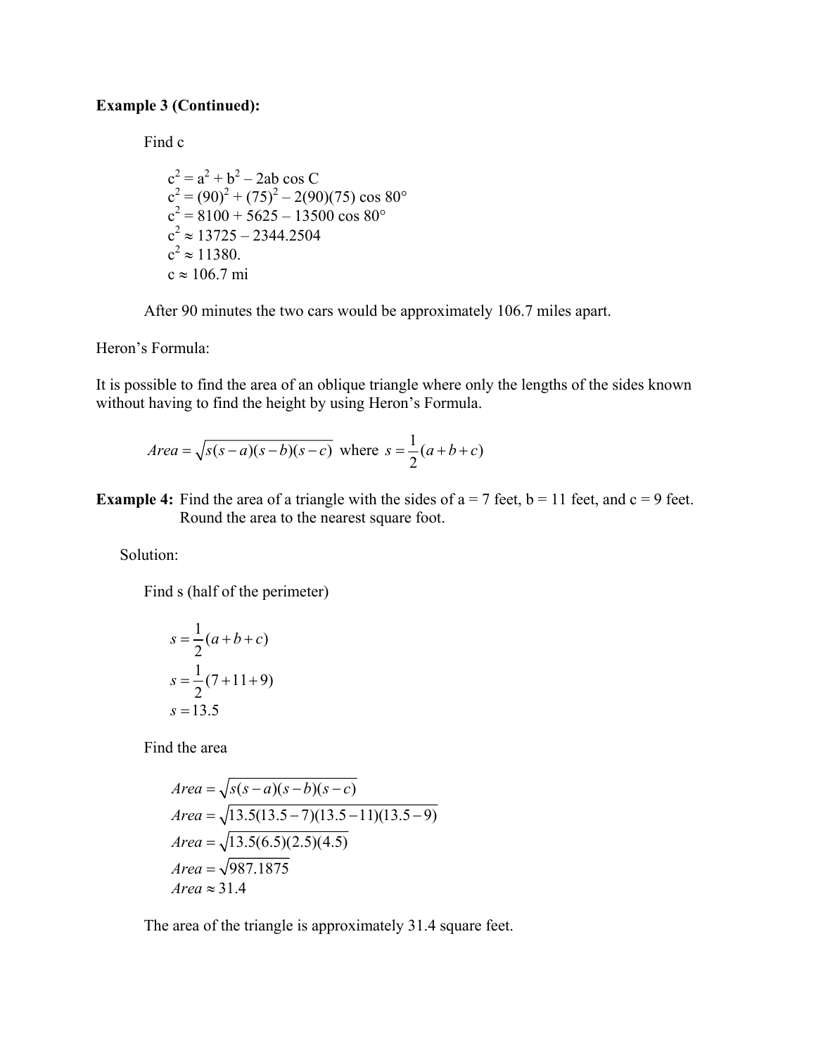**Example 3 (Continued):**

Find c

$$c^2 = a^2 + b^2 - 2ab \cos C$$
$$c^2 = (90)^2 + (75)^2 - 2(90)(75) \cos 80°$$
$$c^2 = 8100 + 5625 - 13500 \cos 80°$$
$$c^2 \approx 13725 - 2344.2504$$
$$c^2 \approx 11380.$$
$$c \approx 106.7 \text{ mi}$$

After 90 minutes the two cars would be approximately 106.7 miles apart.

Heron's Formula:

It is possible to find the area of an oblique triangle where only the lengths of the sides known without having to find the height by using Heron's Formula.

$$Area = \sqrt{s(s-a)(s-b)(s-c)} \text{ where } s = \frac{1}{2}(a+b+c)$$

**Example 4:** Find the area of a triangle with the sides of a = 7 feet, b = 11 feet, and c = 9 feet. Round the area to the nearest square foot.

Solution:

Find s (half of the perimeter)

$$s = \frac{1}{2}(a+b+c)$$
$$s = \frac{1}{2}(7+11+9)$$
$$s = 13.5$$

Find the area

$$Area = \sqrt{s(s-a)(s-b)(s-c)}$$
$$Area = \sqrt{13.5(13.5-7)(13.5-11)(13.5-9)}$$
$$Area = \sqrt{13.5(6.5)(2.5)(4.5)}$$
$$Area = \sqrt{987.1875}$$
$$Area \approx 31.4$$

The area of the triangle is approximately 31.4 square feet.